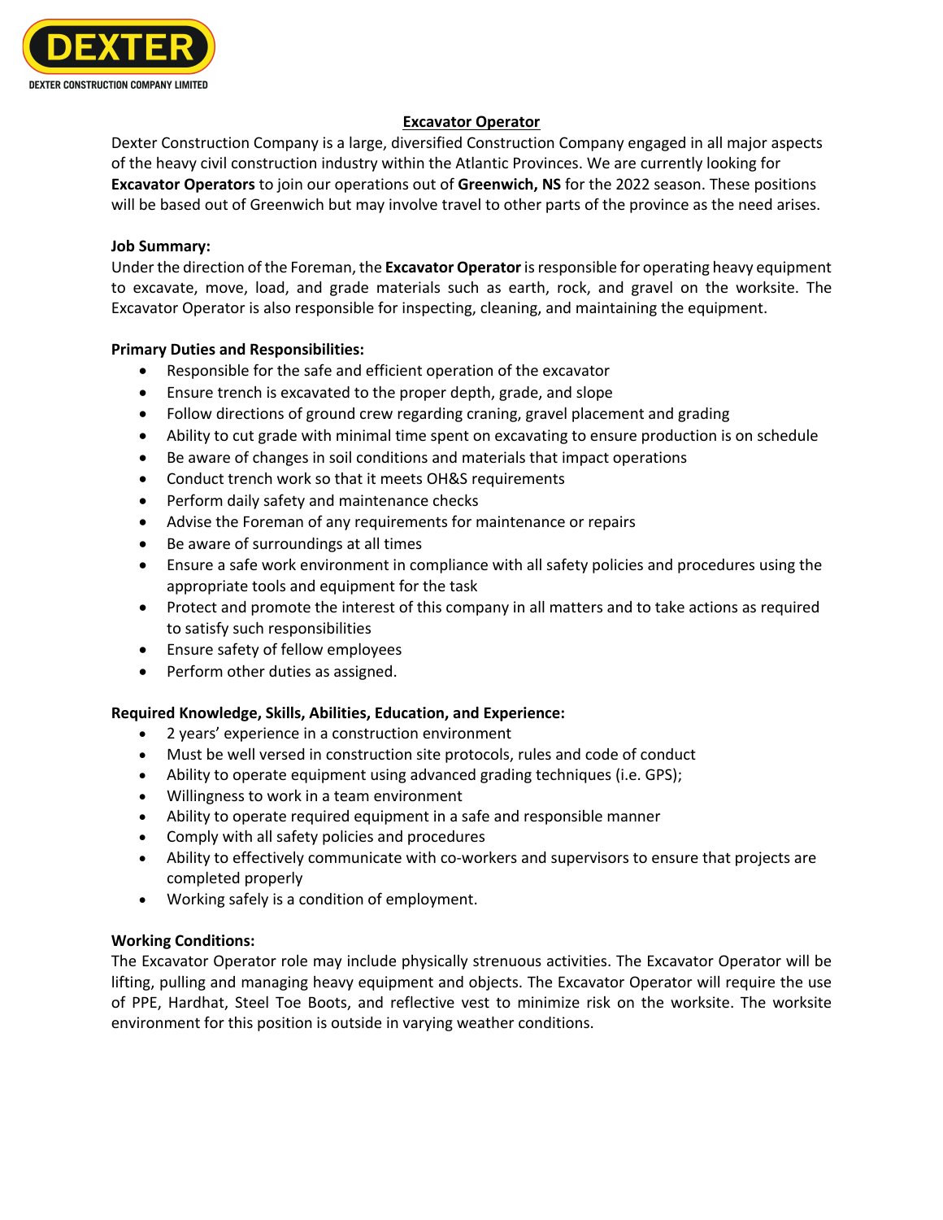DEXTER

DEXTER CONSTRUCTION COMPANY LIMITED

# Excavator Operator

Dexter Construction Company is a large, diversified Construction Company engaged in all major aspects of the heavy civil construction industry within the Atlantic Provinces. We are currently looking for **Excavator Operators** to join our operations out of **Greenwich, NS** for the 2022 season. These positions will be based out of Greenwich but may involve travel to other parts of the province as the need arises.

**Job Summary:**

Under the direction of the Foreman, the **Excavator Operator** is responsible for operating heavy equipment to excavate, move, load, and grade materials such as earth, rock, and gravel on the worksite. The Excavator Operator is also responsible for inspecting, cleaning, and maintaining the equipment.

**Primary Duties and Responsibilities:**

- Responsible for the safe and efficient operation of the excavator
- Ensure trench is excavated to the proper depth, grade, and slope
- Follow directions of ground crew regarding craning, gravel placement and grading
- Ability to cut grade with minimal time spent on excavating to ensure production is on schedule
- Be aware of changes in soil conditions and materials that impact operations
- Conduct trench work so that it meets OH&S requirements
- Perform daily safety and maintenance checks
- Advise the Foreman of any requirements for maintenance or repairs
- Be aware of surroundings at all times
- Ensure a safe work environment in compliance with all safety policies and procedures using the appropriate tools and equipment for the task
- Protect and promote the interest of this company in all matters and to take actions as required to satisfy such responsibilities
- Ensure safety of fellow employees
- Perform other duties as assigned.

**Required Knowledge, Skills, Abilities, Education, and Experience:**

- 2 years' experience in a construction environment
- Must be well versed in construction site protocols, rules and code of conduct
- Ability to operate equipment using advanced grading techniques (i.e. GPS);
- Willingness to work in a team environment
- Ability to operate required equipment in a safe and responsible manner
- Comply with all safety policies and procedures
- Ability to effectively communicate with co-workers and supervisors to ensure that projects are completed properly
- Working safely is a condition of employment.

**Working Conditions:**

The Excavator Operator role may include physically strenuous activities. The Excavator Operator will be lifting, pulling and managing heavy equipment and objects. The Excavator Operator will require the use of PPE, Hardhat, Steel Toe Boots, and reflective vest to minimize risk on the worksite. The worksite environment for this position is outside in varying weather conditions.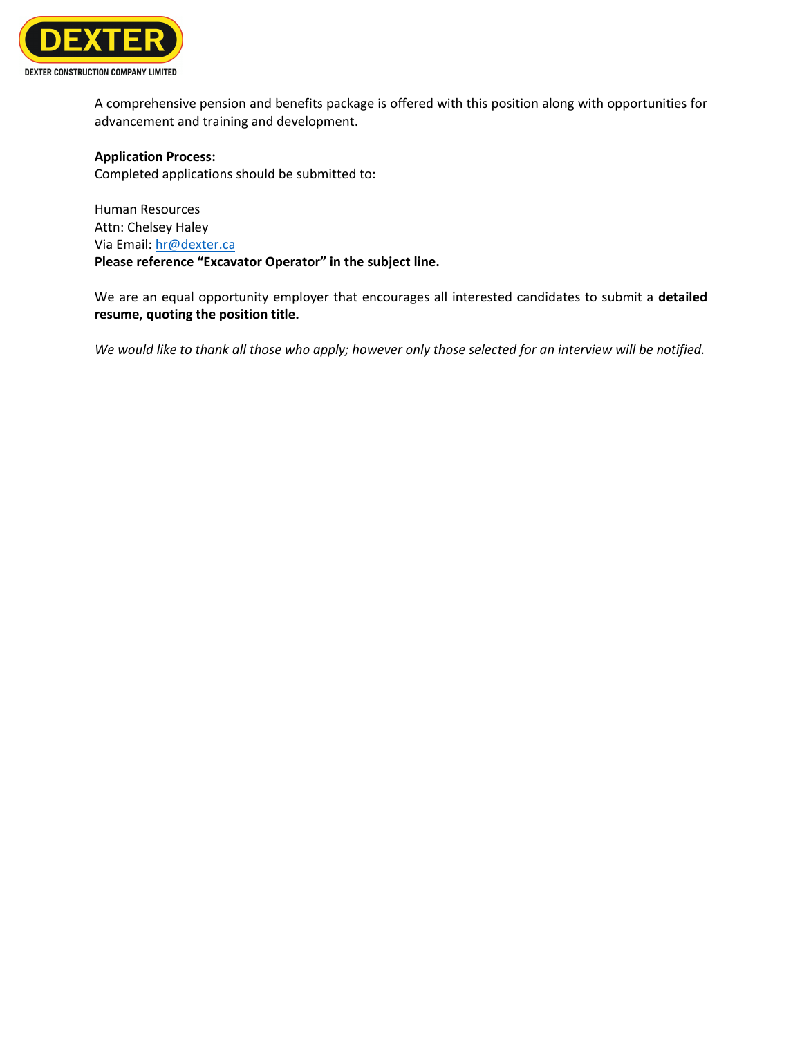A comprehensive pension and benefits package is offered with this position along with opportunities for advancement and training and development.

**Application Process:**
Completed applications should be submitted to:

Human Resources
Attn: Chelsey Haley
Via Email: hr@dexter.ca
**Please reference "Excavator Operator" in the subject line.**

We are an equal opportunity employer that encourages all interested candidates to submit a **detailed resume, quoting the position title.**

*We would like to thank all those who apply; however only those selected for an interview will be notified.*